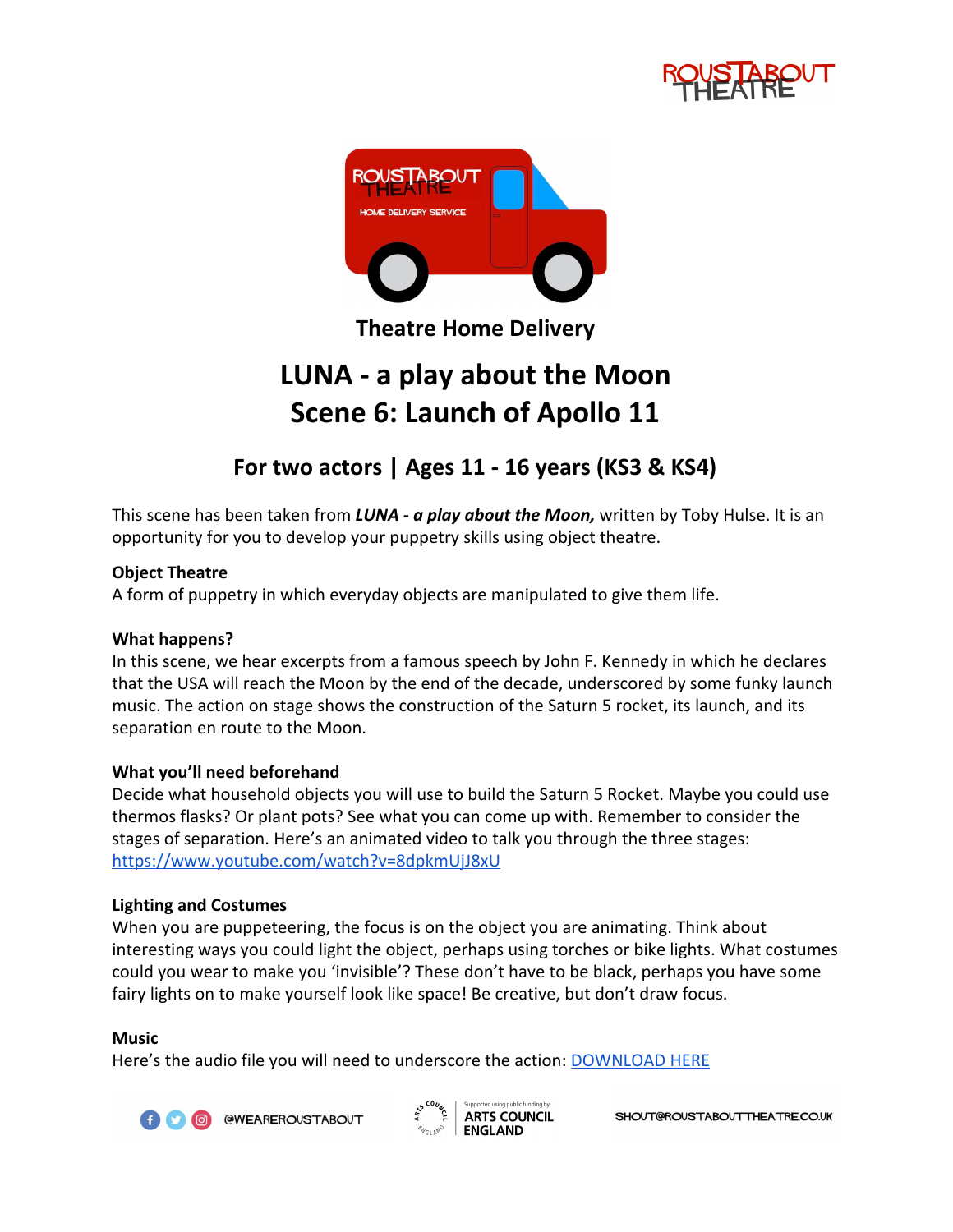Theatre Home Delivery

# LUNA - a play about the Moon
# Scene 6: Launch of Apollo 11

## For two actors | Ages 11 - 16 years (KS3 & KS4)

This scene has been taken from ***LUNA - a play about the Moon,*** written by Toby Hulse. It is an opportunity for you to develop your puppetry skills using object theatre.

**Object Theatre**
A form of puppetry in which everyday objects are manipulated to give them life.

**What happens?**
In this scene, we hear excerpts from a famous speech by John F. Kennedy in which he declares that the USA will reach the Moon by the end of the decade, underscored by some funky launch music. The action on stage shows the construction of the Saturn 5 rocket, its launch, and its separation en route to the Moon.

**What you'll need beforehand**
Decide what household objects you will use to build the Saturn 5 Rocket. Maybe you could use thermos flasks? Or plant pots? See what you can come up with. Remember to consider the stages of separation. Here's an animated video to talk you through the three stages: https://www.youtube.com/watch?v=8dpkmUjJ8xU

**Lighting and Costumes**
When you are puppeteering, the focus is on the object you are animating. Think about interesting ways you could light the object, perhaps using torches or bike lights. What costumes could you wear to make you 'invisible'? These don't have to be black, perhaps you have some fairy lights on to make yourself look like space! Be creative, but don't draw focus.

**Music**
Here's the audio file you will need to underscore the action: DOWNLOAD HERE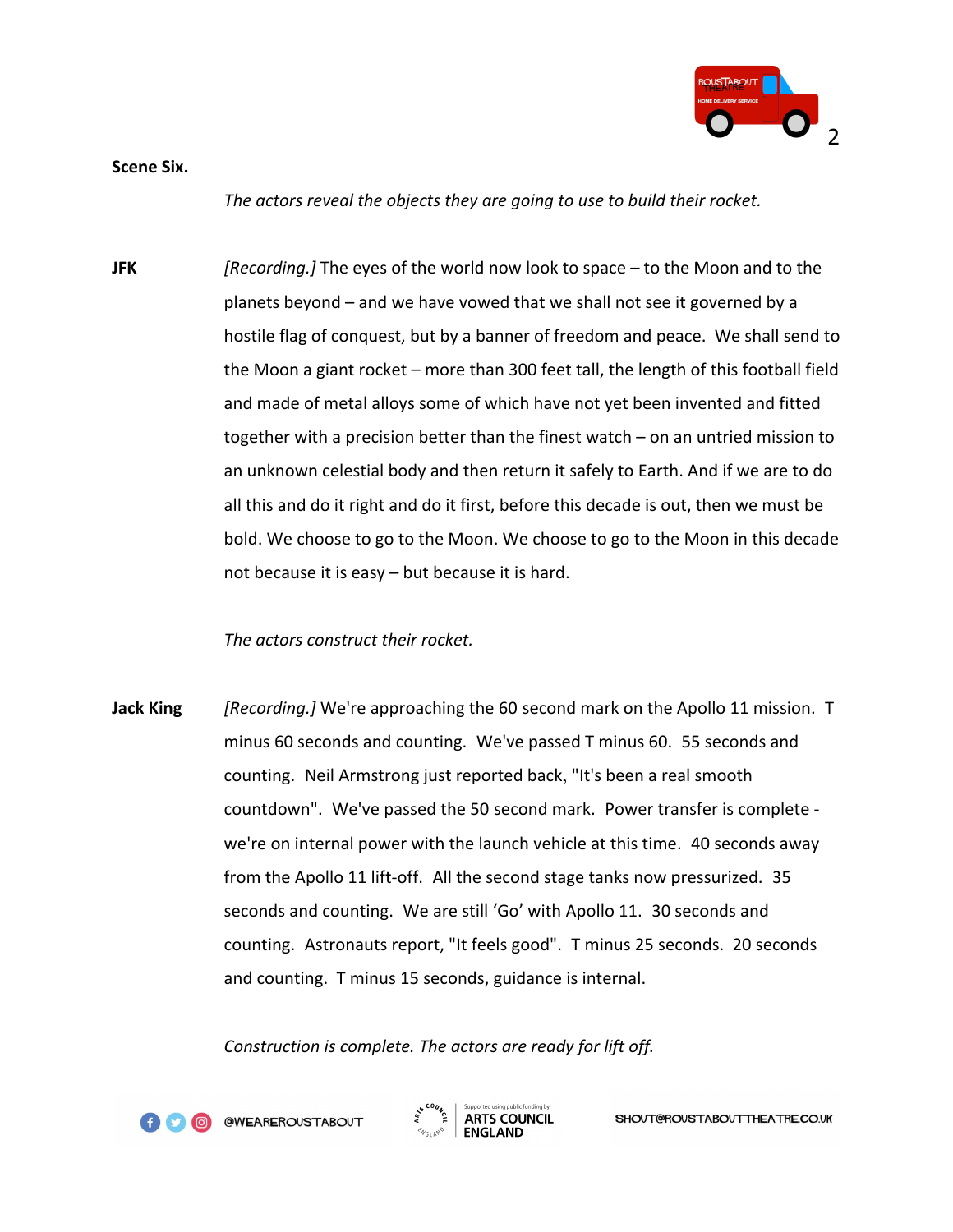**Scene Six.**

*The actors reveal the objects they are going to use to build their rocket.*

**JFK** *[Recording.]* The eyes of the world now look to space – to the Moon and to the planets beyond – and we have vowed that we shall not see it governed by a hostile flag of conquest, but by a banner of freedom and peace. We shall send to the Moon a giant rocket – more than 300 feet tall, the length of this football field and made of metal alloys some of which have not yet been invented and fitted together with a precision better than the finest watch – on an untried mission to an unknown celestial body and then return it safely to Earth. And if we are to do all this and do it right and do it first, before this decade is out, then we must be bold. We choose to go to the Moon. We choose to go to the Moon in this decade not because it is easy – but because it is hard.

*The actors construct their rocket.*

**Jack King** *[Recording.]* We're approaching the 60 second mark on the Apollo 11 mission. T minus 60 seconds and counting. We've passed T minus 60. 55 seconds and counting. Neil Armstrong just reported back, "It's been a real smooth countdown". We've passed the 50 second mark. Power transfer is complete - we're on internal power with the launch vehicle at this time. 40 seconds away from the Apollo 11 lift-off. All the second stage tanks now pressurized. 35 seconds and counting. We are still 'Go' with Apollo 11. 30 seconds and counting. Astronauts report, "It feels good". T minus 25 seconds. 20 seconds and counting. T minus 15 seconds, guidance is internal.

*Construction is complete. The actors are ready for lift off.*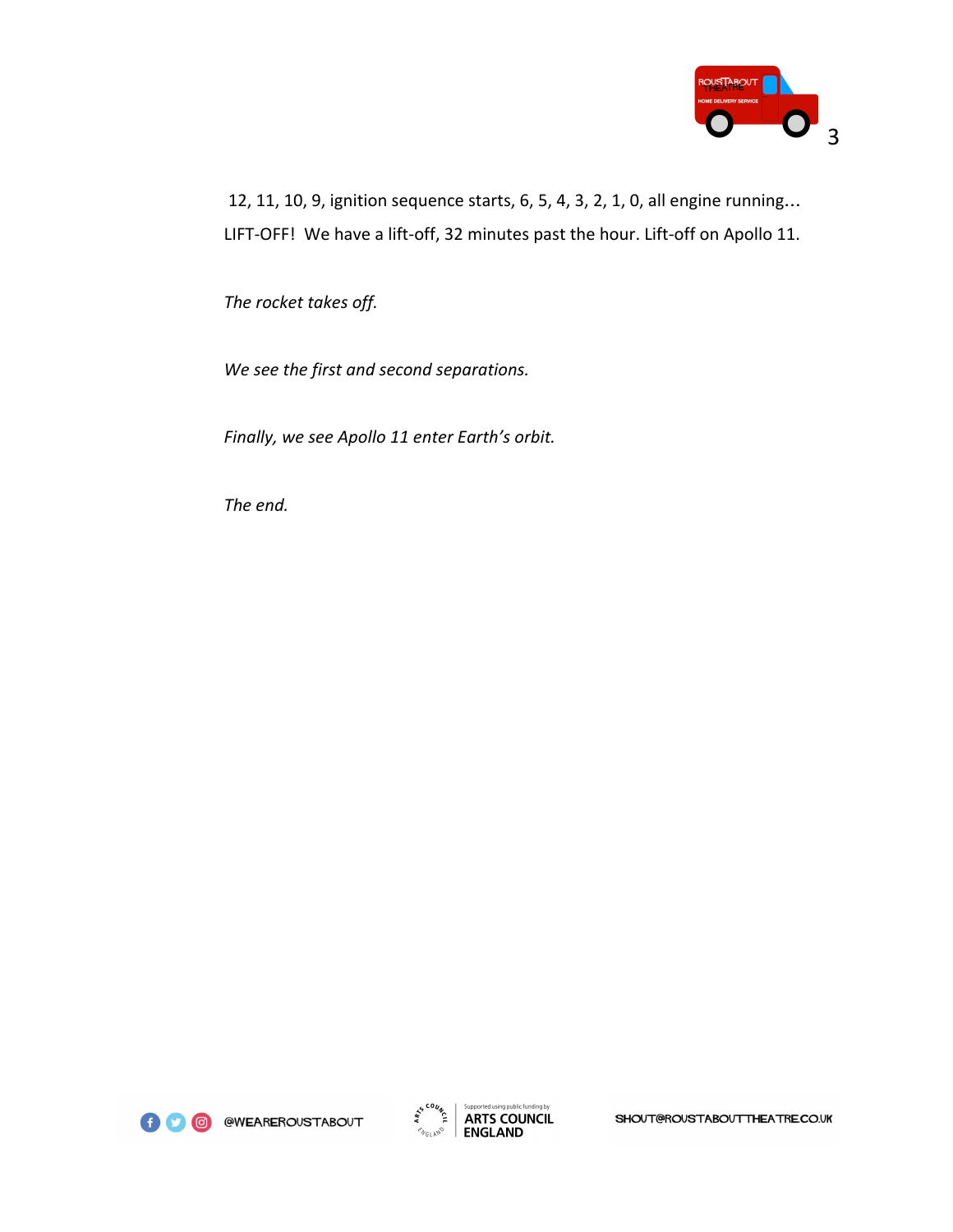12, 11, 10, 9, ignition sequence starts, 6, 5, 4, 3, 2, 1, 0, all engine running… LIFT-OFF! We have a lift-off, 32 minutes past the hour. Lift-off on Apollo 11.

*The rocket takes off.*

*We see the first and second separations.*

*Finally, we see Apollo 11 enter Earth's orbit.*

*The end.*